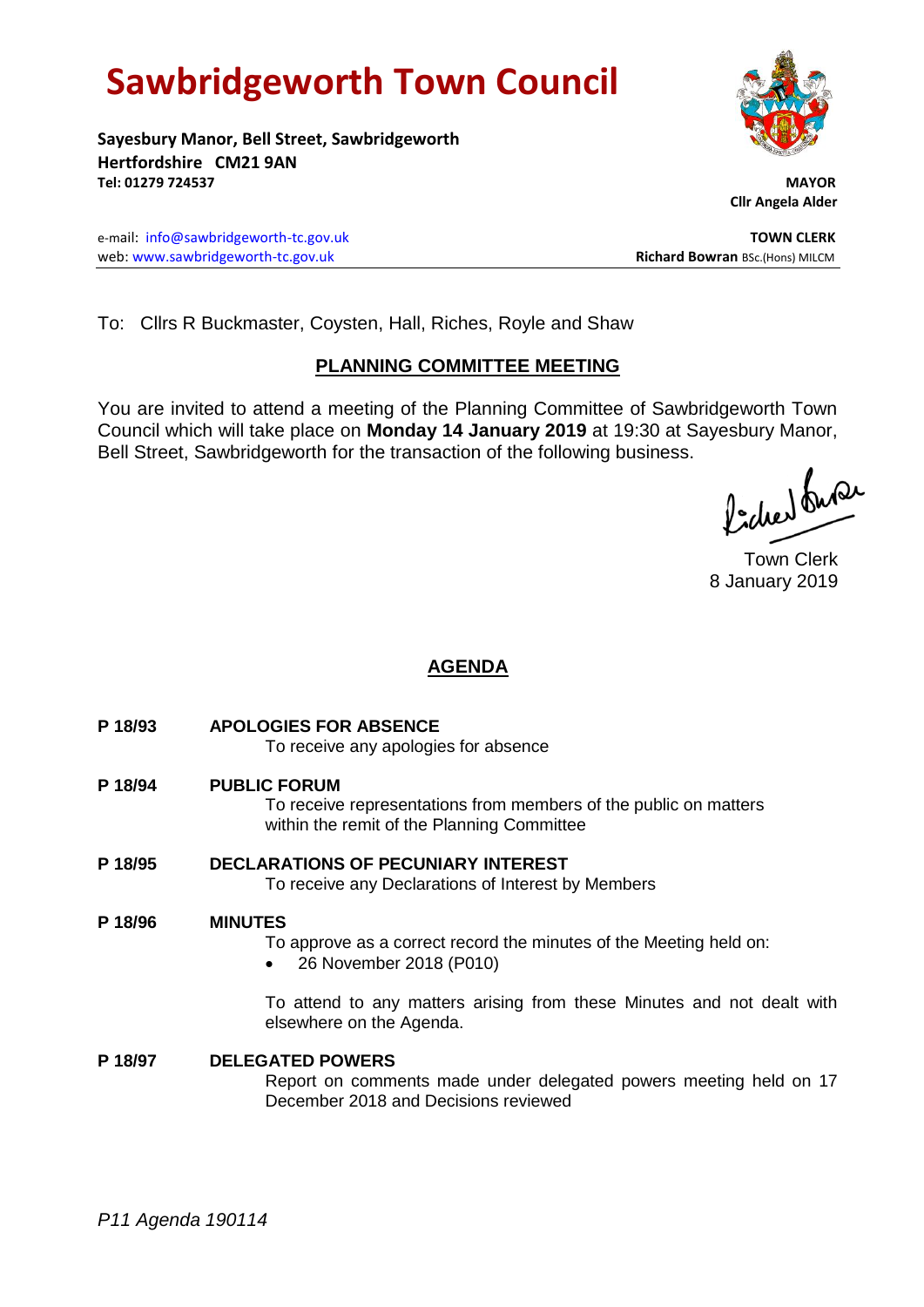# Sawbridgeworth Town Council

**Sayesbury Manor, Bell Street, Sawbridgeworth**
**Hertfordshire CM21 9AN**
**Tel: 01279 724537**

**MAYOR**
**Cllr Angela Alder**

e-mail: info@sawbridgeworth-tc.gov.uk
web: www.sawbridgeworth-tc.gov.uk

**TOWN CLERK**
**Richard Bowran** BSc.(Hons) MILCM

To: Cllrs R Buckmaster, Coysten, Hall, Riches, Royle and Shaw

## PLANNING COMMITTEE MEETING

You are invited to attend a meeting of the Planning Committee of Sawbridgeworth Town Council which will take place on **Monday 14 January 2019** at 19:30 at Sayesbury Manor, Bell Street, Sawbridgeworth for the transaction of the following business.

Town Clerk
8 January 2019

## AGENDA

**P 18/93 APOLOGIES FOR ABSENCE**
To receive any apologies for absence

**P 18/94 PUBLIC FORUM**
To receive representations from members of the public on matters within the remit of the Planning Committee

**P 18/95 DECLARATIONS OF PECUNIARY INTEREST**
To receive any Declarations of Interest by Members

**P 18/96 MINUTES**
To approve as a correct record the minutes of the Meeting held on:

- 26 November 2018 (P010)

To attend to any matters arising from these Minutes and not dealt with elsewhere on the Agenda.

**P 18/97 DELEGATED POWERS**
Report on comments made under delegated powers meeting held on 17 December 2018 and Decisions reviewed

*P11 Agenda 190114*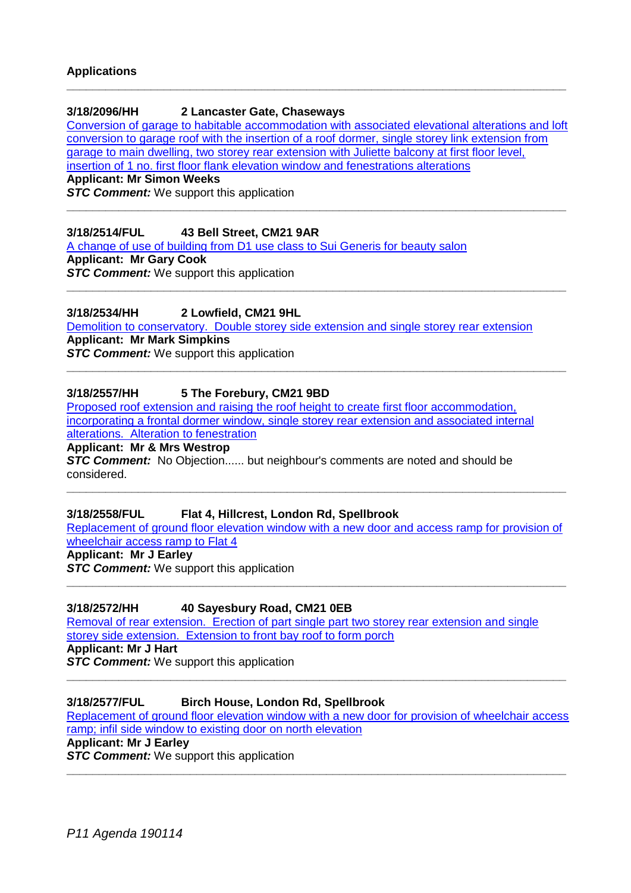**Applications**

---

**3/18/2096/HH    2 Lancaster Gate, Chaseways**

Conversion of garage to habitable accommodation with associated elevational alterations and loft conversion to garage roof with the insertion of a roof dormer, single storey link extension from garage to main dwelling, two storey rear extension with Juliette balcony at first floor level, insertion of 1 no. first floor flank elevation window and fenestrations alterations

**Applicant: Mr Simon Weeks**

***STC Comment:*** We support this application

---

**3/18/2514/FUL    43 Bell Street, CM21 9AR**

A change of use of building from D1 use class to Sui Generis for beauty salon

**Applicant: Mr Gary Cook**

***STC Comment:*** We support this application

---

**3/18/2534/HH    2 Lowfield, CM21 9HL**

Demolition to conservatory. Double storey side extension and single storey rear extension

**Applicant: Mr Mark Simpkins**

***STC Comment:*** We support this application

---

**3/18/2557/HH    5 The Forebury, CM21 9BD**

Proposed roof extension and raising the roof height to create first floor accommodation, incorporating a frontal dormer window, single storey rear extension and associated internal alterations. Alteration to fenestration

**Applicant: Mr & Mrs Westrop**

***STC Comment:*** No Objection...... but neighbour's comments are noted and should be considered.

---

**3/18/2558/FUL    Flat 4, Hillcrest, London Rd, Spellbrook**

Replacement of ground floor elevation window with a new door and access ramp for provision of wheelchair access ramp to Flat 4

**Applicant: Mr J Earley**

***STC Comment:*** We support this application

---

**3/18/2572/HH    40 Sayesbury Road, CM21 0EB**

Removal of rear extension. Erection of part single part two storey rear extension and single storey side extension. Extension to front bay roof to form porch

**Applicant: Mr J Hart**

***STC Comment:*** We support this application

---

**3/18/2577/FUL    Birch House, London Rd, Spellbrook**

Replacement of ground floor elevation window with a new door for provision of wheelchair access ramp; infil side window to existing door on north elevation

**Applicant: Mr J Earley**

***STC Comment:*** We support this application

---

*P11 Agenda 190114*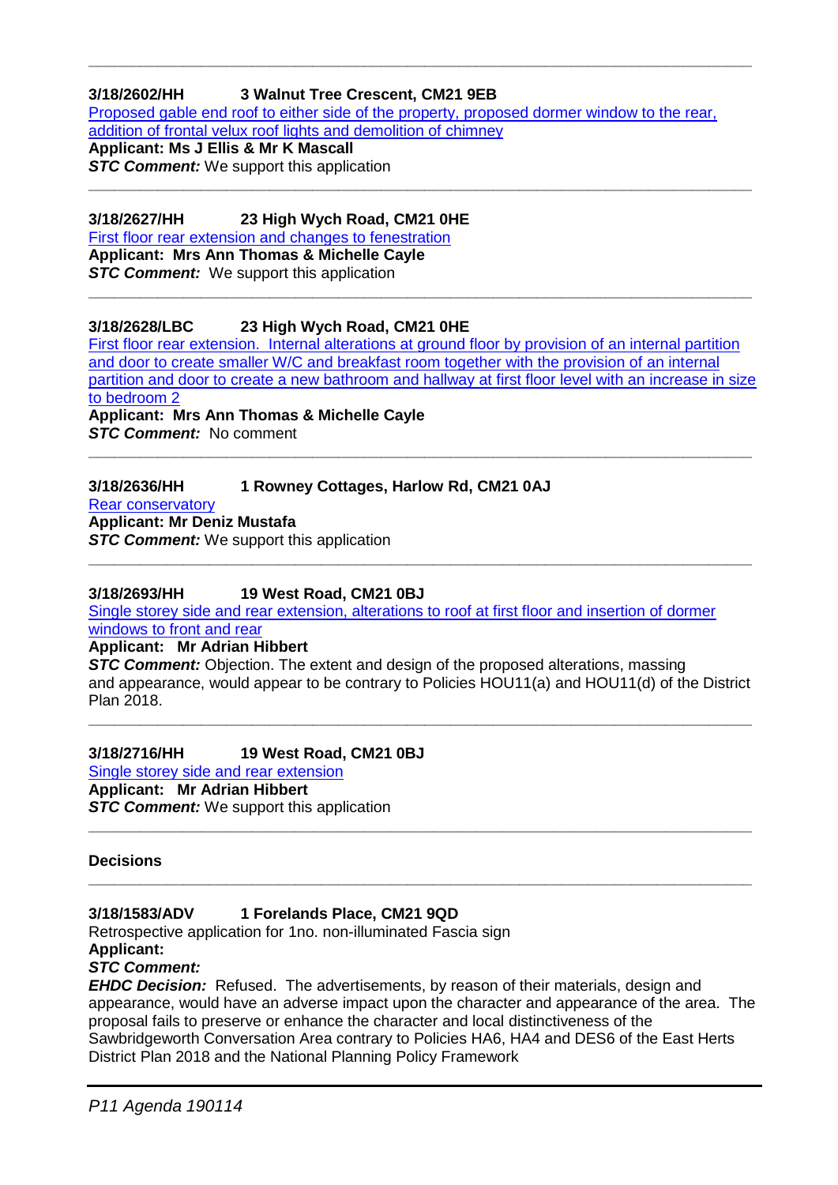---

**3/18/2602/HH 3 Walnut Tree Crescent, CM21 9EB**

Proposed gable end roof to either side of the property, proposed dormer window to the rear, addition of frontal velux roof lights and demolition of chimney

**Applicant: Ms J Ellis & Mr K Mascall**

***STC Comment:*** We support this application

---

**3/18/2627/HH 23 High Wych Road, CM21 0HE**

First floor rear extension and changes to fenestration

**Applicant: Mrs Ann Thomas & Michelle Cayle**

***STC Comment:*** We support this application

---

**3/18/2628/LBC 23 High Wych Road, CM21 0HE**

First floor rear extension. Internal alterations at ground floor by provision of an internal partition and door to create smaller W/C and breakfast room together with the provision of an internal partition and door to create a new bathroom and hallway at first floor level with an increase in size to bedroom 2

**Applicant: Mrs Ann Thomas & Michelle Cayle**

***STC Comment:*** No comment

---

**3/18/2636/HH 1 Rowney Cottages, Harlow Rd, CM21 0AJ**

Rear conservatory

**Applicant: Mr Deniz Mustafa**

***STC Comment:*** We support this application

---

**3/18/2693/HH 19 West Road, CM21 0BJ**

Single storey side and rear extension, alterations to roof at first floor and insertion of dormer windows to front and rear

**Applicant: Mr Adrian Hibbert**

***STC Comment:*** Objection. The extent and design of the proposed alterations, massing and appearance, would appear to be contrary to Policies HOU11(a) and HOU11(d) of the District Plan 2018.

---

**3/18/2716/HH 19 West Road, CM21 0BJ**

Single storey side and rear extension

**Applicant: Mr Adrian Hibbert**

***STC Comment:*** We support this application

---

**Decisions**

---

**3/18/1583/ADV 1 Forelands Place, CM21 9QD**

Retrospective application for 1no. non-illuminated Fascia sign

**Applicant:**

***STC Comment:***

***EHDC Decision:*** Refused. The advertisements, by reason of their materials, design and appearance, would have an adverse impact upon the character and appearance of the area. The proposal fails to preserve or enhance the character and local distinctiveness of the Sawbridgeworth Conversation Area contrary to Policies HA6, HA4 and DES6 of the East Herts District Plan 2018 and the National Planning Policy Framework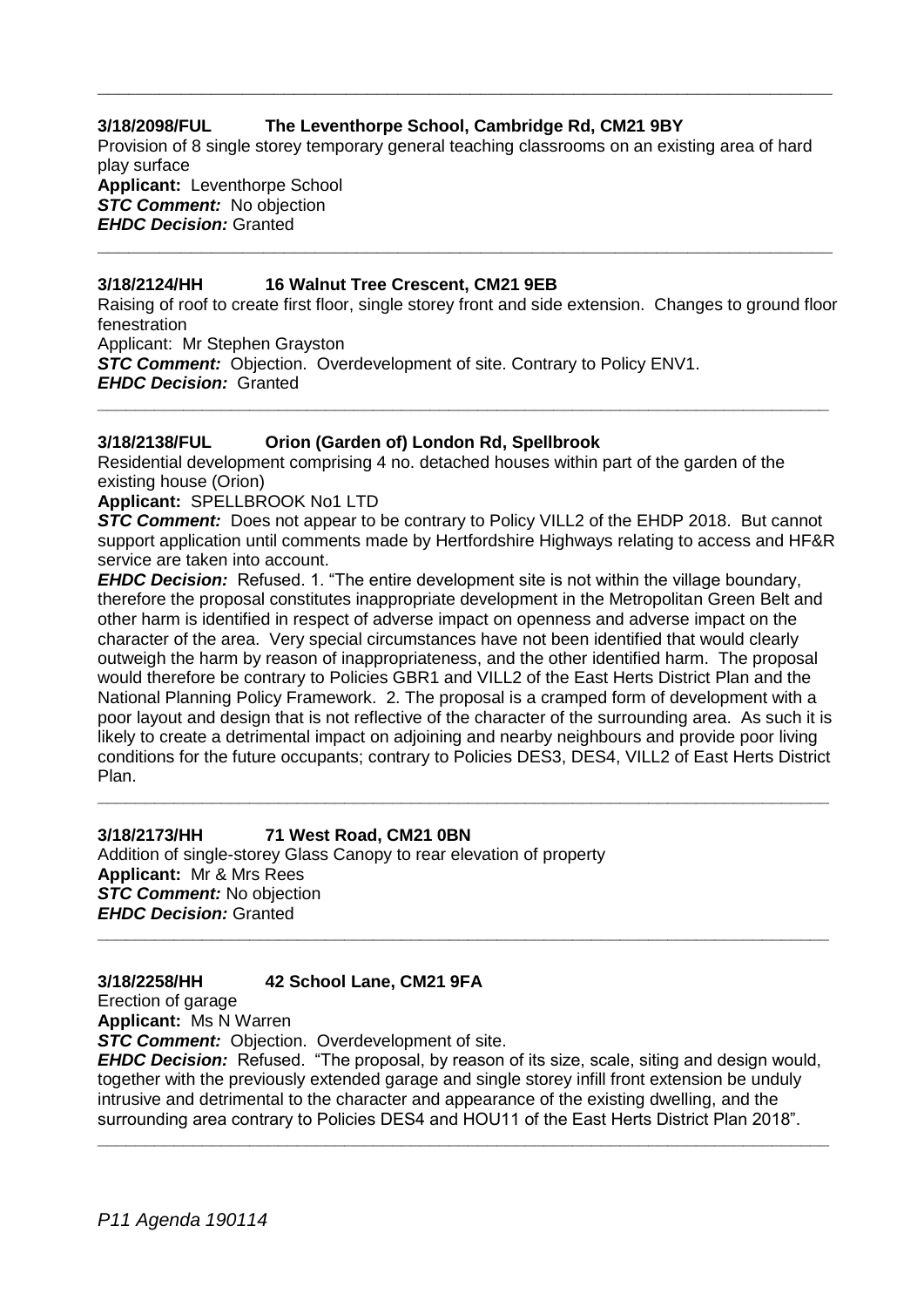---

**3/18/2098/FUL The Leventhorpe School, Cambridge Rd, CM21 9BY**

Provision of 8 single storey temporary general teaching classrooms on an existing area of hard play surface

**Applicant:** Leventhorpe School

***STC Comment:*** No objection

***EHDC Decision:*** Granted

---

**3/18/2124/HH 16 Walnut Tree Crescent, CM21 9EB**

Raising of roof to create first floor, single storey front and side extension. Changes to ground floor fenestration

Applicant: Mr Stephen Grayston

***STC Comment:*** Objection. Overdevelopment of site. Contrary to Policy ENV1.

***EHDC Decision:*** Granted

---

**3/18/2138/FUL Orion (Garden of) London Rd, Spellbrook**

Residential development comprising 4 no. detached houses within part of the garden of the existing house (Orion)

**Applicant:** SPELLBROOK No1 LTD

***STC Comment:*** Does not appear to be contrary to Policy VILL2 of the EHDP 2018. But cannot support application until comments made by Hertfordshire Highways relating to access and HF&R service are taken into account.

***EHDC Decision:*** Refused. 1. "The entire development site is not within the village boundary, therefore the proposal constitutes inappropriate development in the Metropolitan Green Belt and other harm is identified in respect of adverse impact on openness and adverse impact on the character of the area. Very special circumstances have not been identified that would clearly outweigh the harm by reason of inappropriateness, and the other identified harm. The proposal would therefore be contrary to Policies GBR1 and VILL2 of the East Herts District Plan and the National Planning Policy Framework. 2. The proposal is a cramped form of development with a poor layout and design that is not reflective of the character of the surrounding area. As such it is likely to create a detrimental impact on adjoining and nearby neighbours and provide poor living conditions for the future occupants; contrary to Policies DES3, DES4, VILL2 of East Herts District Plan.

---

**3/18/2173/HH 71 West Road, CM21 0BN**

Addition of single-storey Glass Canopy to rear elevation of property

**Applicant:** Mr & Mrs Rees

***STC Comment:*** No objection

***EHDC Decision:*** Granted

---

**3/18/2258/HH 42 School Lane, CM21 9FA**

Erection of garage

**Applicant:** Ms N Warren

***STC Comment:*** Objection. Overdevelopment of site.

***EHDC Decision:*** Refused. "The proposal, by reason of its size, scale, siting and design would, together with the previously extended garage and single storey infill front extension be unduly intrusive and detrimental to the character and appearance of the existing dwelling, and the surrounding area contrary to Policies DES4 and HOU11 of the East Herts District Plan 2018".

---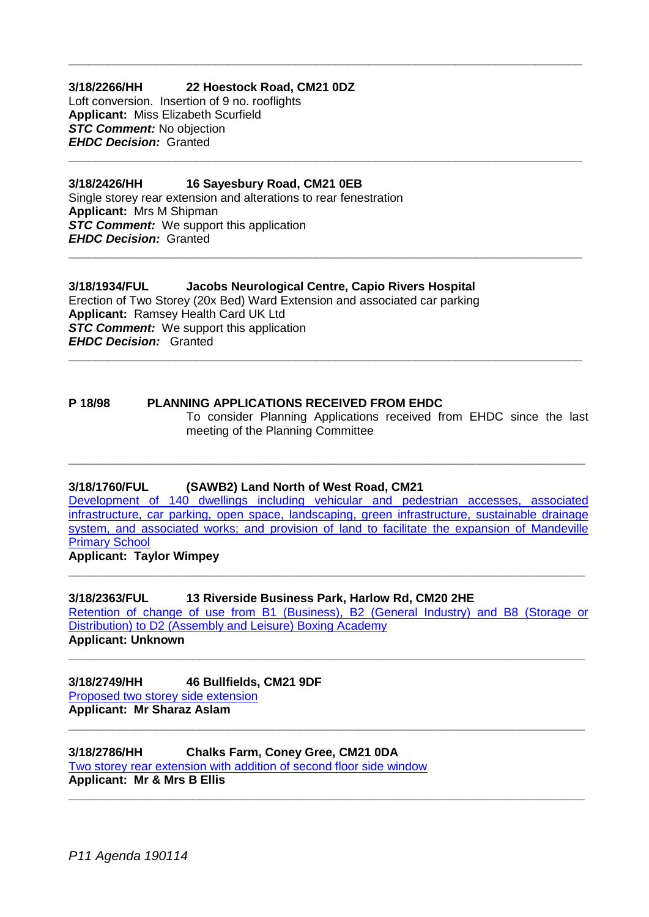---

**3/18/2266/HH 22 Hoestock Road, CM21 0DZ**
Loft conversion. Insertion of 9 no. rooflights
**Applicant:** Miss Elizabeth Scurfield
***STC Comment:*** No objection
***EHDC Decision:*** Granted

---

**3/18/2426/HH 16 Sayesbury Road, CM21 0EB**
Single storey rear extension and alterations to rear fenestration
**Applicant:** Mrs M Shipman
***STC Comment:*** We support this application
***EHDC Decision:*** Granted

---

**3/18/1934/FUL Jacobs Neurological Centre, Capio Rivers Hospital**
Erection of Two Storey (20x Bed) Ward Extension and associated car parking
**Applicant:** Ramsey Health Card UK Ltd
***STC Comment:*** We support this application
***EHDC Decision:*** Granted

---

**P 18/98 PLANNING APPLICATIONS RECEIVED FROM EHDC**

To consider Planning Applications received from EHDC since the last meeting of the Planning Committee

---

**3/18/1760/FUL (SAWB2) Land North of West Road, CM21**
Development of 140 dwellings including vehicular and pedestrian accesses, associated infrastructure, car parking, open space, landscaping, green infrastructure, sustainable drainage system, and associated works; and provision of land to facilitate the expansion of Mandeville Primary School
**Applicant: Taylor Wimpey**

---

**3/18/2363/FUL 13 Riverside Business Park, Harlow Rd, CM20 2HE**
Retention of change of use from B1 (Business), B2 (General Industry) and B8 (Storage or Distribution) to D2 (Assembly and Leisure) Boxing Academy
**Applicant: Unknown**

---

**3/18/2749/HH 46 Bullfields, CM21 9DF**
Proposed two storey side extension
**Applicant: Mr Sharaz Aslam**

---

**3/18/2786/HH Chalks Farm, Coney Gree, CM21 0DA**
Two storey rear extension with addition of second floor side window
**Applicant: Mr & Mrs B Ellis**

---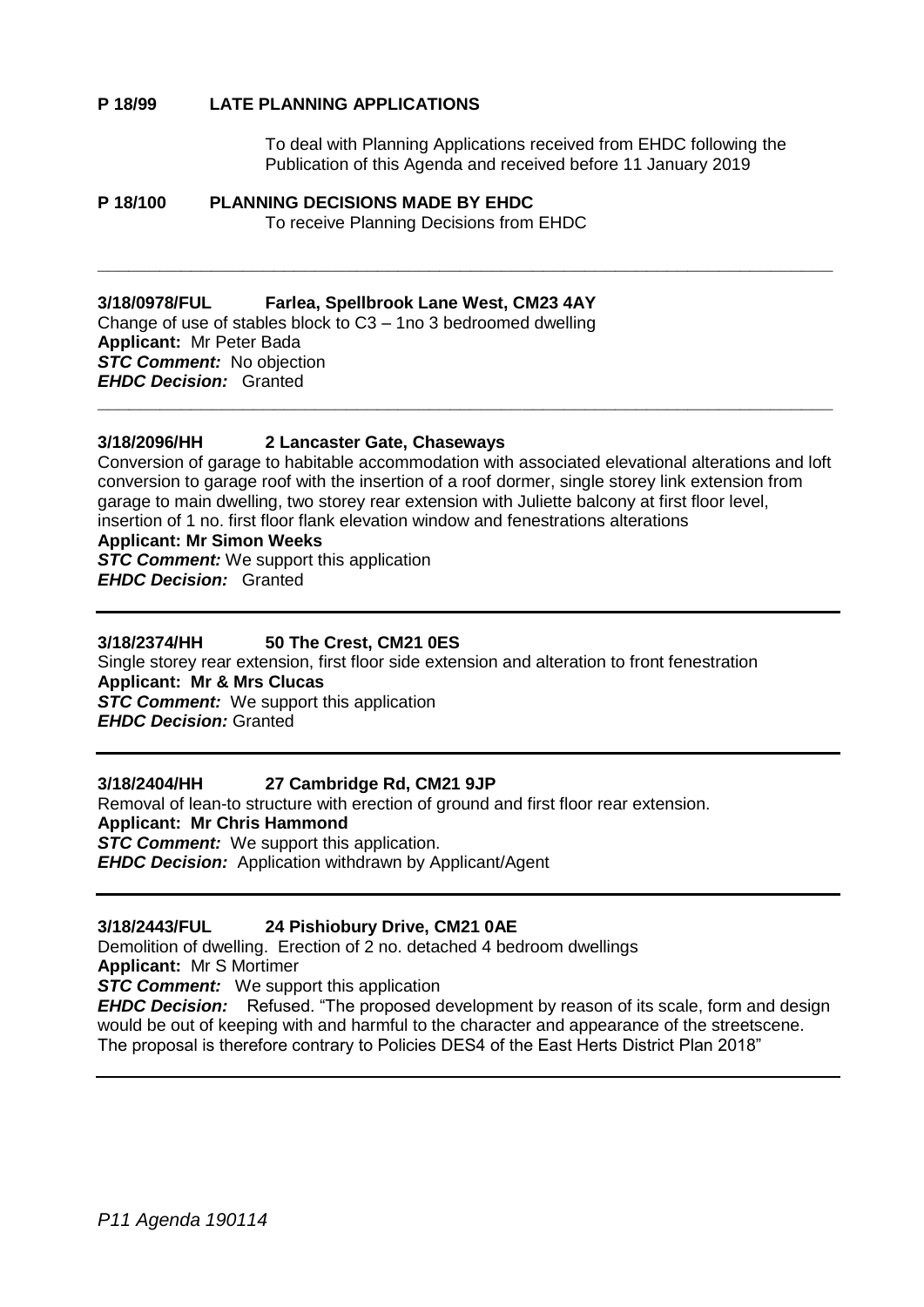**P 18/99 LATE PLANNING APPLICATIONS**

To deal with Planning Applications received from EHDC following the Publication of this Agenda and received before 11 January 2019

**P 18/100 PLANNING DECISIONS MADE BY EHDC**

To receive Planning Decisions from EHDC

---

**3/18/0978/FUL Farlea, Spellbrook Lane West, CM23 4AY**

Change of use of stables block to C3 – 1no 3 bedroomed dwelling
**Applicant:** Mr Peter Bada
***STC Comment:*** No objection
***EHDC Decision:*** Granted

---

**3/18/2096/HH 2 Lancaster Gate, Chaseways**

Conversion of garage to habitable accommodation with associated elevational alterations and loft conversion to garage roof with the insertion of a roof dormer, single storey link extension from garage to main dwelling, two storey rear extension with Juliette balcony at first floor level, insertion of 1 no. first floor flank elevation window and fenestrations alterations
**Applicant: Mr Simon Weeks**
***STC Comment:*** We support this application
***EHDC Decision:*** Granted

---

**3/18/2374/HH 50 The Crest, CM21 0ES**

Single storey rear extension, first floor side extension and alteration to front fenestration
**Applicant: Mr & Mrs Clucas**
***STC Comment:*** We support this application
***EHDC Decision:*** Granted

---

**3/18/2404/HH 27 Cambridge Rd, CM21 9JP**

Removal of lean-to structure with erection of ground and first floor rear extension.
**Applicant: Mr Chris Hammond**
***STC Comment:*** We support this application.
***EHDC Decision:*** Application withdrawn by Applicant/Agent

---

**3/18/2443/FUL 24 Pishiobury Drive, CM21 0AE**

Demolition of dwelling. Erection of 2 no. detached 4 bedroom dwellings
**Applicant:** Mr S Mortimer
***STC Comment:*** We support this application
***EHDC Decision:*** Refused. "The proposed development by reason of its scale, form and design would be out of keeping with and harmful to the character and appearance of the streetscene. The proposal is therefore contrary to Policies DES4 of the East Herts District Plan 2018"

---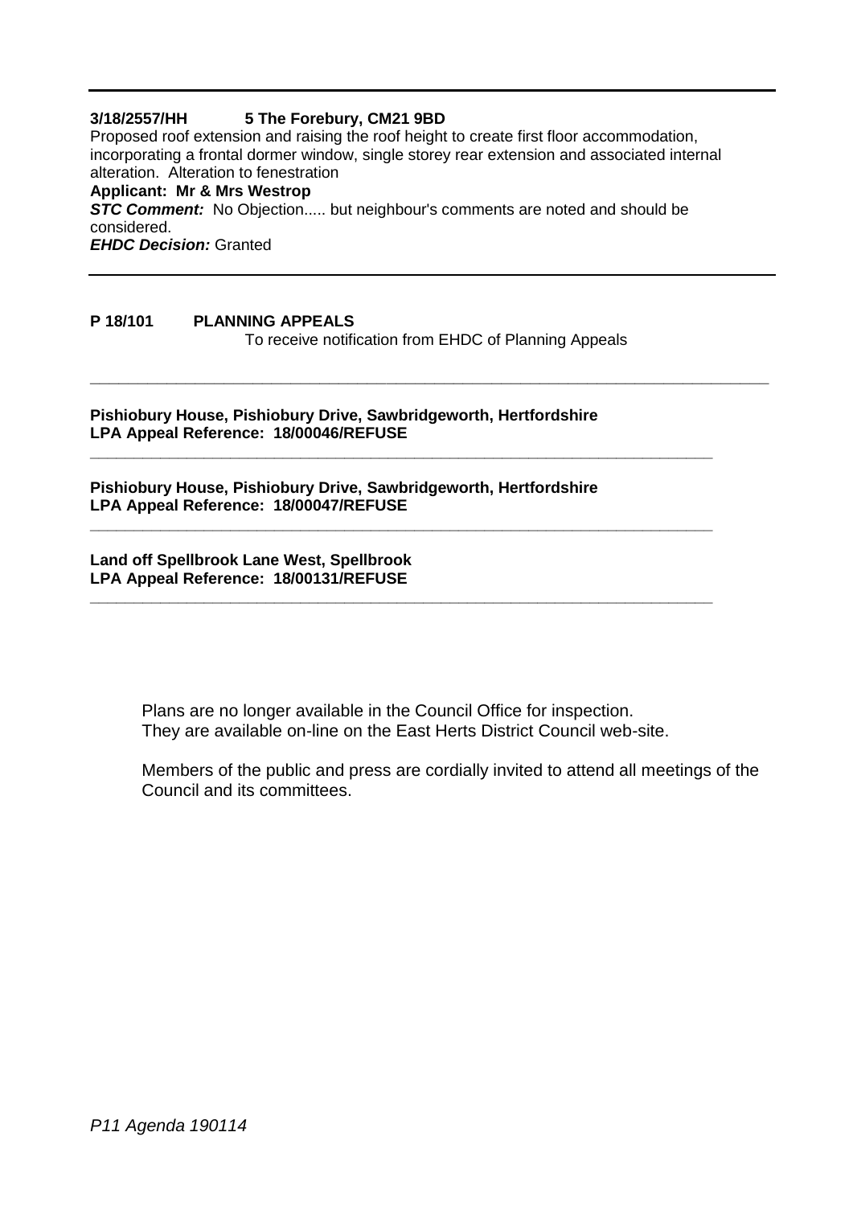**3/18/2557/HH 5 The Forebury, CM21 9BD**
Proposed roof extension and raising the roof height to create first floor accommodation, incorporating a frontal dormer window, single storey rear extension and associated internal alteration. Alteration to fenestration
**Applicant: Mr & Mrs Westrop**
***STC Comment:*** No Objection..... but neighbour's comments are noted and should be considered.
***EHDC Decision:*** Granted

---

**P 18/101 PLANNING APPEALS**
To receive notification from EHDC of Planning Appeals

---

**Pishiobury House, Pishiobury Drive, Sawbridgeworth, Hertfordshire**
**LPA Appeal Reference: 18/00046/REFUSE**

---

**Pishiobury House, Pishiobury Drive, Sawbridgeworth, Hertfordshire**
**LPA Appeal Reference: 18/00047/REFUSE**

---

**Land off Spellbrook Lane West, Spellbrook**
**LPA Appeal Reference: 18/00131/REFUSE**

---

Plans are no longer available in the Council Office for inspection.
They are available on-line on the East Herts District Council web-site.

Members of the public and press are cordially invited to attend all meetings of the Council and its committees.